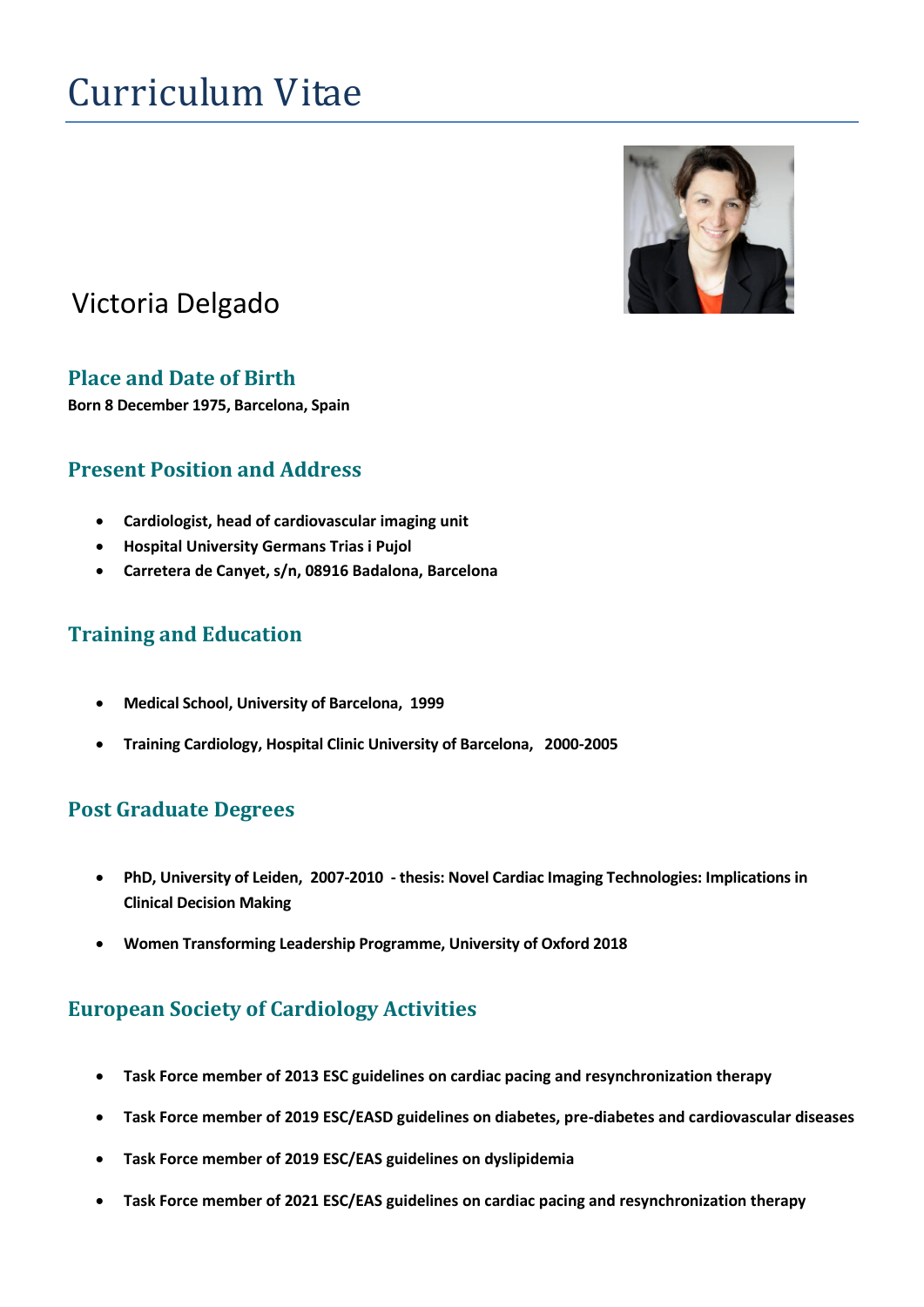# Curriculum Vitae

Victoria Delgado

## Place and Date of Birth

**Born 8 December 1975, Barcelona, Spain**

## Present Position and Address

- **Cardiologist, head of cardiovascular imaging unit**
- **Hospital University Germans Trias i Pujol**
- **Carretera de Canyet, s/n, 08916 Badalona, Barcelona**

## Training and Education

- **Medical School, University of Barcelona, 1999**
- **Training Cardiology, Hospital Clinic University of Barcelona, 2000-2005**

## Post Graduate Degrees

- **PhD, University of Leiden, 2007-2010 - thesis: Novel Cardiac Imaging Technologies: Implications in Clinical Decision Making**
- **Women Transforming Leadership Programme, University of Oxford 2018**

## European Society of Cardiology Activities

- **Task Force member of 2013 ESC guidelines on cardiac pacing and resynchronization therapy**
- **Task Force member of 2019 ESC/EASD guidelines on diabetes, pre-diabetes and cardiovascular diseases**
- **Task Force member of 2019 ESC/EAS guidelines on dyslipidemia**
- **Task Force member of 2021 ESC/EAS guidelines on cardiac pacing and resynchronization therapy**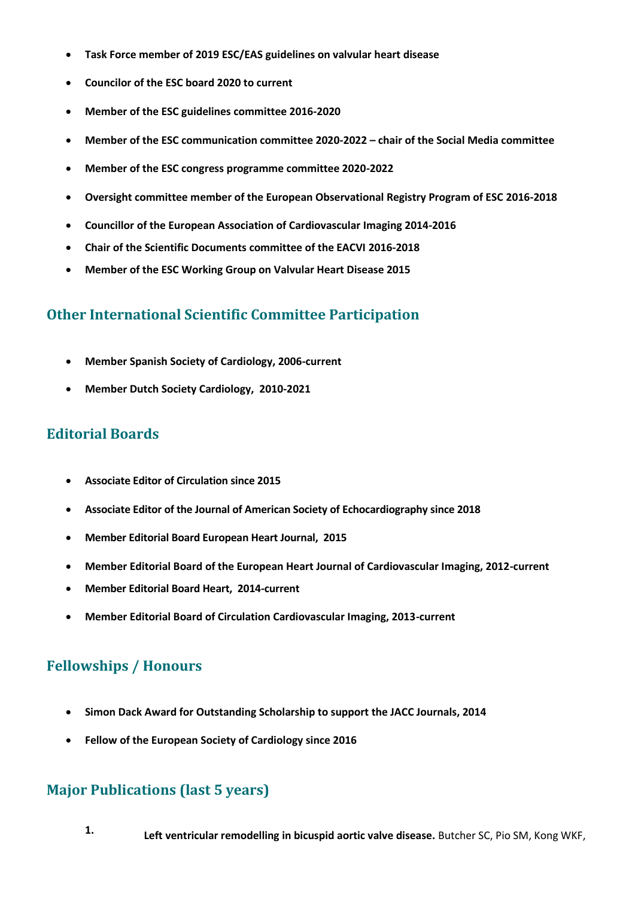- **Task Force member of 2019 ESC/EAS guidelines on valvular heart disease**
- **Councilor of the ESC board 2020 to current**
- **Member of the ESC guidelines committee 2016-2020**
- **Member of the ESC communication committee 2020-2022 – chair of the Social Media committee**
- **Member of the ESC congress programme committee 2020-2022**
- **Oversight committee member of the European Observational Registry Program of ESC 2016-2018**
- **Councillor of the European Association of Cardiovascular Imaging 2014-2016**
- **Chair of the Scientific Documents committee of the EACVI 2016-2018**
- **Member of the ESC Working Group on Valvular Heart Disease 2015**

## Other International Scientific Committee Participation

- **Member Spanish Society of Cardiology, 2006-current**
- **Member Dutch Society Cardiology, 2010-2021**

## Editorial Boards

- **Associate Editor of Circulation since 2015**
- **Associate Editor of the Journal of American Society of Echocardiography since 2018**
- **Member Editorial Board European Heart Journal, 2015**
- **Member Editorial Board of the European Heart Journal of Cardiovascular Imaging, 2012-current**
- **Member Editorial Board Heart, 2014-current**
- **Member Editorial Board of Circulation Cardiovascular Imaging, 2013-current**

## Fellowships / Honours

- **Simon Dack Award for Outstanding Scholarship to support the JACC Journals, 2014**
- **Fellow of the European Society of Cardiology since 2016**

## Major Publications (last 5 years)

1. **Left ventricular remodelling in bicuspid aortic valve disease.** Butcher SC, Pio SM, Kong WKF,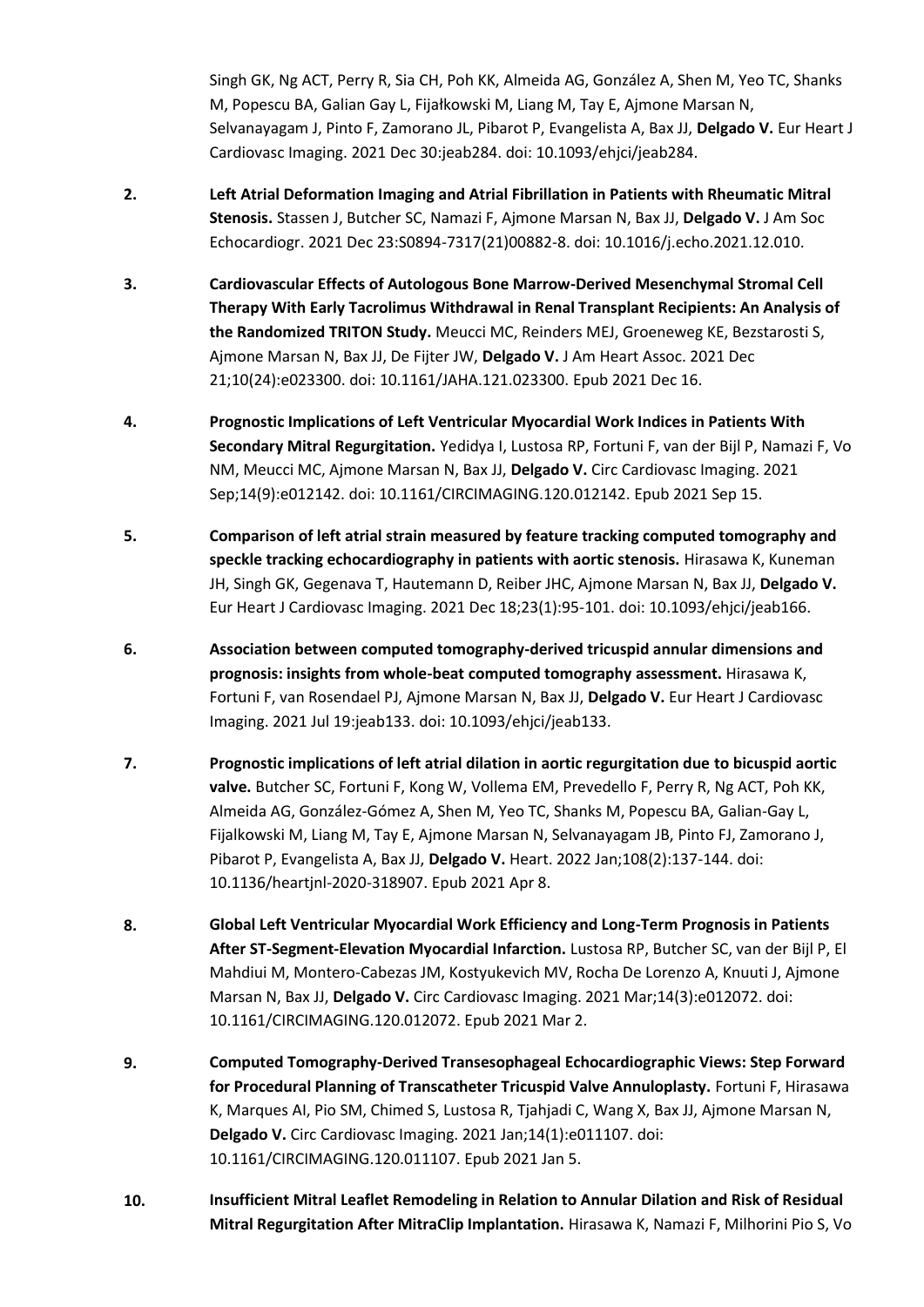Singh GK, Ng ACT, Perry R, Sia CH, Poh KK, Almeida AG, González A, Shen M, Yeo TC, Shanks M, Popescu BA, Galian Gay L, Fijałkowski M, Liang M, Tay E, Ajmone Marsan N, Selvanayagam J, Pinto F, Zamorano JL, Pibarot P, Evangelista A, Bax JJ, **Delgado V.** Eur Heart J Cardiovasc Imaging. 2021 Dec 30:jeab284. doi: 10.1093/ehjci/jeab284.

2. **Left Atrial Deformation Imaging and Atrial Fibrillation in Patients with Rheumatic Mitral Stenosis.** Stassen J, Butcher SC, Namazi F, Ajmone Marsan N, Bax JJ, **Delgado V.** J Am Soc Echocardiogr. 2021 Dec 23:S0894-7317(21)00882-8. doi: 10.1016/j.echo.2021.12.010.

3. **Cardiovascular Effects of Autologous Bone Marrow-Derived Mesenchymal Stromal Cell Therapy With Early Tacrolimus Withdrawal in Renal Transplant Recipients: An Analysis of the Randomized TRITON Study.** Meucci MC, Reinders MEJ, Groeneweg KE, Bezstarosti S, Ajmone Marsan N, Bax JJ, De Fijter JW, **Delgado V.** J Am Heart Assoc. 2021 Dec 21;10(24):e023300. doi: 10.1161/JAHA.121.023300. Epub 2021 Dec 16.

4. **Prognostic Implications of Left Ventricular Myocardial Work Indices in Patients With Secondary Mitral Regurgitation.** Yedidya I, Lustosa RP, Fortuni F, van der Bijl P, Namazi F, Vo NM, Meucci MC, Ajmone Marsan N, Bax JJ, **Delgado V.** Circ Cardiovasc Imaging. 2021 Sep;14(9):e012142. doi: 10.1161/CIRCIMAGING.120.012142. Epub 2021 Sep 15.

5. **Comparison of left atrial strain measured by feature tracking computed tomography and speckle tracking echocardiography in patients with aortic stenosis.** Hirasawa K, Kuneman JH, Singh GK, Gegenava T, Hautemann D, Reiber JHC, Ajmone Marsan N, Bax JJ, **Delgado V.** Eur Heart J Cardiovasc Imaging. 2021 Dec 18;23(1):95-101. doi: 10.1093/ehjci/jeab166.

6. **Association between computed tomography-derived tricuspid annular dimensions and prognosis: insights from whole-beat computed tomography assessment.** Hirasawa K, Fortuni F, van Rosendael PJ, Ajmone Marsan N, Bax JJ, **Delgado V.** Eur Heart J Cardiovasc Imaging. 2021 Jul 19:jeab133. doi: 10.1093/ehjci/jeab133.

7. **Prognostic implications of left atrial dilation in aortic regurgitation due to bicuspid aortic valve.** Butcher SC, Fortuni F, Kong W, Vollema EM, Prevedello F, Perry R, Ng ACT, Poh KK, Almeida AG, González-Gómez A, Shen M, Yeo TC, Shanks M, Popescu BA, Galian-Gay L, Fijalkowski M, Liang M, Tay E, Ajmone Marsan N, Selvanayagam JB, Pinto FJ, Zamorano J, Pibarot P, Evangelista A, Bax JJ, **Delgado V.** Heart. 2022 Jan;108(2):137-144. doi: 10.1136/heartjnl-2020-318907. Epub 2021 Apr 8.

8. **Global Left Ventricular Myocardial Work Efficiency and Long-Term Prognosis in Patients After ST-Segment-Elevation Myocardial Infarction.** Lustosa RP, Butcher SC, van der Bijl P, El Mahdiui M, Montero-Cabezas JM, Kostyukevich MV, Rocha De Lorenzo A, Knuuti J, Ajmone Marsan N, Bax JJ, **Delgado V.** Circ Cardiovasc Imaging. 2021 Mar;14(3):e012072. doi: 10.1161/CIRCIMAGING.120.012072. Epub 2021 Mar 2.

9. **Computed Tomography-Derived Transesophageal Echocardiographic Views: Step Forward for Procedural Planning of Transcatheter Tricuspid Valve Annuloplasty.** Fortuni F, Hirasawa K, Marques AI, Pio SM, Chimed S, Lustosa R, Tjahjadi C, Wang X, Bax JJ, Ajmone Marsan N, **Delgado V.** Circ Cardiovasc Imaging. 2021 Jan;14(1):e011107. doi: 10.1161/CIRCIMAGING.120.011107. Epub 2021 Jan 5.

10. **Insufficient Mitral Leaflet Remodeling in Relation to Annular Dilation and Risk of Residual Mitral Regurgitation After MitraClip Implantation.** Hirasawa K, Namazi F, Milhorini Pio S, Vo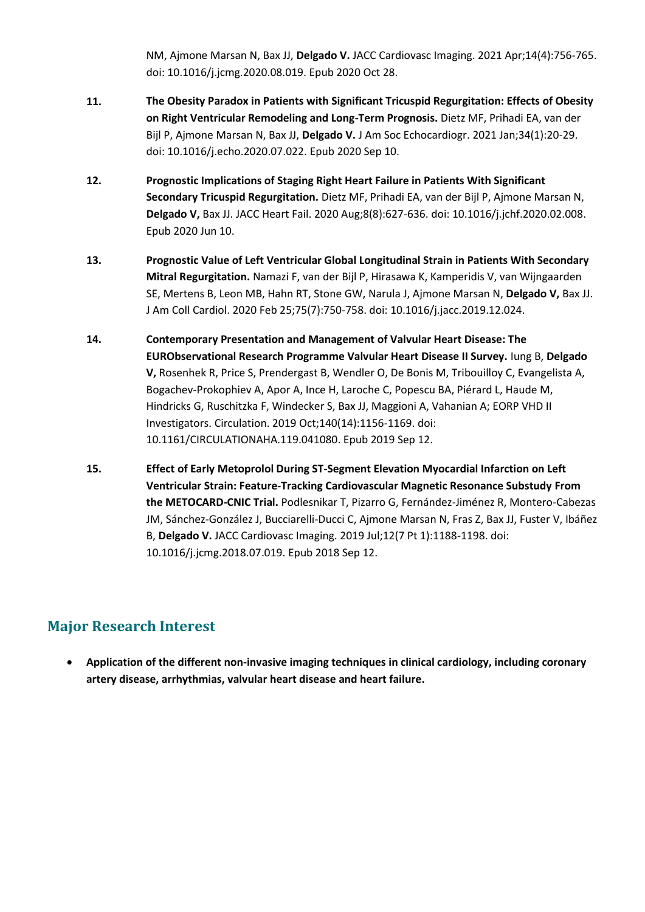NM, Ajmone Marsan N, Bax JJ, **Delgado V.** JACC Cardiovasc Imaging. 2021 Apr;14(4):756-765. doi: 10.1016/j.jcmg.2020.08.019. Epub 2020 Oct 28.

11. **The Obesity Paradox in Patients with Significant Tricuspid Regurgitation: Effects of Obesity on Right Ventricular Remodeling and Long-Term Prognosis.** Dietz MF, Prihadi EA, van der Bijl P, Ajmone Marsan N, Bax JJ, **Delgado V.** J Am Soc Echocardiogr. 2021 Jan;34(1):20-29. doi: 10.1016/j.echo.2020.07.022. Epub 2020 Sep 10.

12. **Prognostic Implications of Staging Right Heart Failure in Patients With Significant Secondary Tricuspid Regurgitation.** Dietz MF, Prihadi EA, van der Bijl P, Ajmone Marsan N, **Delgado V,** Bax JJ. JACC Heart Fail. 2020 Aug;8(8):627-636. doi: 10.1016/j.jchf.2020.02.008. Epub 2020 Jun 10.

13. **Prognostic Value of Left Ventricular Global Longitudinal Strain in Patients With Secondary Mitral Regurgitation.** Namazi F, van der Bijl P, Hirasawa K, Kamperidis V, van Wijngaarden SE, Mertens B, Leon MB, Hahn RT, Stone GW, Narula J, Ajmone Marsan N, **Delgado V,** Bax JJ. J Am Coll Cardiol. 2020 Feb 25;75(7):750-758. doi: 10.1016/j.jacc.2019.12.024.

14. **Contemporary Presentation and Management of Valvular Heart Disease: The EURObservational Research Programme Valvular Heart Disease II Survey.** Iung B, **Delgado V,** Rosenhek R, Price S, Prendergast B, Wendler O, De Bonis M, Tribouilloy C, Evangelista A, Bogachev-Prokophiev A, Apor A, Ince H, Laroche C, Popescu BA, Piérard L, Haude M, Hindricks G, Ruschitzka F, Windecker S, Bax JJ, Maggioni A, Vahanian A; EORP VHD II Investigators. Circulation. 2019 Oct;140(14):1156-1169. doi: 10.1161/CIRCULATIONAHA.119.041080. Epub 2019 Sep 12.

15. **Effect of Early Metoprolol During ST-Segment Elevation Myocardial Infarction on Left Ventricular Strain: Feature-Tracking Cardiovascular Magnetic Resonance Substudy From the METOCARD-CNIC Trial.** Podlesnikar T, Pizarro G, Fernández-Jiménez R, Montero-Cabezas JM, Sánchez-González J, Bucciarelli-Ducci C, Ajmone Marsan N, Fras Z, Bax JJ, Fuster V, Ibáñez B, **Delgado V.** JACC Cardiovasc Imaging. 2019 Jul;12(7 Pt 1):1188-1198. doi: 10.1016/j.jcmg.2018.07.019. Epub 2018 Sep 12.

## Major Research Interest

- **Application of the different non-invasive imaging techniques in clinical cardiology, including coronary artery disease, arrhythmias, valvular heart disease and heart failure.**